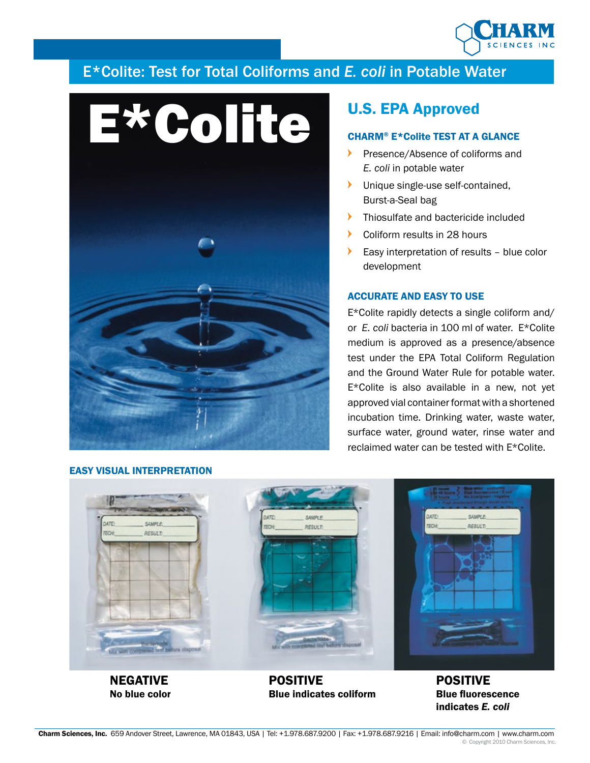# E*Colite: Test for Total Coliforms and *E. coli* in Potable Water

E*Colite

## U.S. EPA Approved

### CHARM® E*Colite TEST AT A GLANCE

- Presence/Absence of coliforms and *E. coli* in potable water
- Unique single-use self-contained, Burst-a-Seal bag
- Thiosulfate and bactericide included
- Coliform results in 28 hours
- Easy interpretation of results – blue color development

### ACCURATE AND EASY TO USE

E*Colite rapidly detects a single coliform and/or *E. coli* bacteria in 100 ml of water. E*Colite medium is approved as a presence/absence test under the EPA Total Coliform Regulation and the Ground Water Rule for potable water. E*Colite is also available in a new, not yet approved vial container format with a shortened incubation time. Drinking water, waste water, surface water, ground water, rinse water and reclaimed water can be tested with E*Colite.

### EASY VISUAL INTERPRETATION

**NEGATIVE**
**No blue color**

**POSITIVE**
**Blue indicates coliform**

**POSITIVE**
**Blue fluorescence indicates *E. coli***

**Charm Sciences, Inc.** 659 Andover Street, Lawrence, MA 01843, USA | Tel: +1.978.687.9200 | Fax: +1.978.687.9216 | Email: info@charm.com | www.charm.com

© Copyright 2010 Charm Sciences, Inc.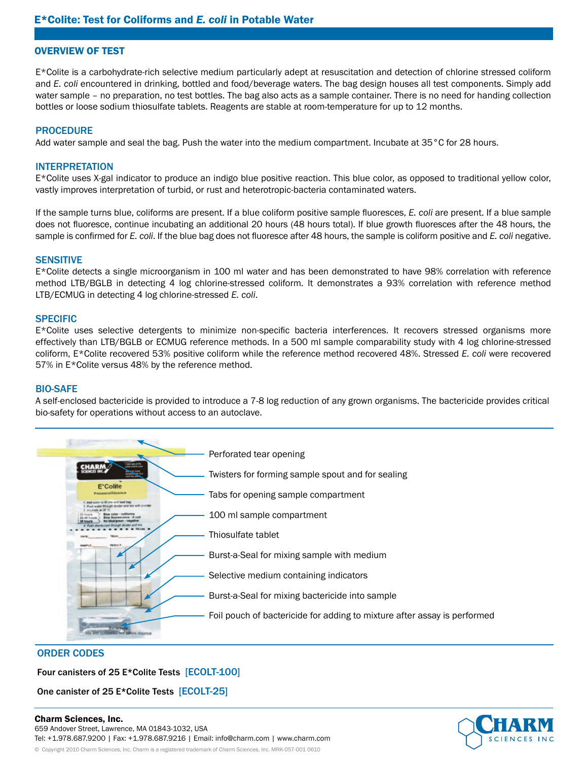# E*Colite: Test for Coliforms and *E. coli* in Potable Water

## OVERVIEW OF TEST

E*Colite is a carbohydrate-rich selective medium particularly adept at resuscitation and detection of chlorine stressed coliform and *E. coli* encountered in drinking, bottled and food/beverage waters. The bag design houses all test components. Simply add water sample – no preparation, no test bottles. The bag also acts as a sample container. There is no need for handing collection bottles or loose sodium thiosulfate tablets. Reagents are stable at room-temperature for up to 12 months.

## PROCEDURE

Add water sample and seal the bag. Push the water into the medium compartment. Incubate at 35°C for 28 hours.

## INTERPRETATION

E*Colite uses X-gal indicator to produce an indigo blue positive reaction. This blue color, as opposed to traditional yellow color, vastly improves interpretation of turbid, or rust and heterotropic-bacteria contaminated waters.

If the sample turns blue, coliforms are present. If a blue coliform positive sample fluoresces, *E. coli* are present. If a blue sample does not fluoresce, continue incubating an additional 20 hours (48 hours total). If blue growth fluoresces after the 48 hours, the sample is confirmed for *E. coli*. If the blue bag does not fluoresce after 48 hours, the sample is coliform positive and *E. coli* negative.

## SENSITIVE

E*Colite detects a single microorganism in 100 ml water and has been demonstrated to have 98% correlation with reference method LTB/BGLB in detecting 4 log chlorine-stressed coliform. It demonstrates a 93% correlation with reference method LTB/ECMUG in detecting 4 log chlorine-stressed *E. coli*.

## SPECIFIC

E*Colite uses selective detergents to minimize non-specific bacteria interferences. It recovers stressed organisms more effectively than LTB/BGLB or ECMUG reference methods. In a 500 ml sample comparability study with 4 log chlorine-stressed coliform, E*Colite recovered 53% positive coliform while the reference method recovered 48%. Stressed *E. coli* were recovered 57% in E*Colite versus 48% by the reference method.

## BIO-SAFE

A self-enclosed bactericide is provided to introduce a 7-8 log reduction of any grown organisms. The bactericide provides critical bio-safety for operations without access to an autoclave.

- Perforated tear opening
- Twisters for forming sample spout and for sealing
- Tabs for opening sample compartment
- 100 ml sample compartment
- Thiosulfate tablet
- Burst-a-Seal for mixing sample with medium
- Selective medium containing indicators
- Burst-a-Seal for mixing bactericide into sample
- Foil pouch of bactericide for adding to mixture after assay is performed

## ORDER CODES

**Four canisters of 25 E*Colite Tests** [ECOLT-100]

**One canister of 25 E*Colite Tests** [ECOLT-25]

**Charm Sciences, Inc.**
659 Andover Street, Lawrence, MA 01843-1032, USA
Tel: +1.978.687.9200 | Fax: +1.978.687.9216 | Email: info@charm.com | www.charm.com

© Copyright 2010 Charm Sciences, Inc. Charm is a registered trademark of Charm Sciences, Inc. MRK-057-001 0610